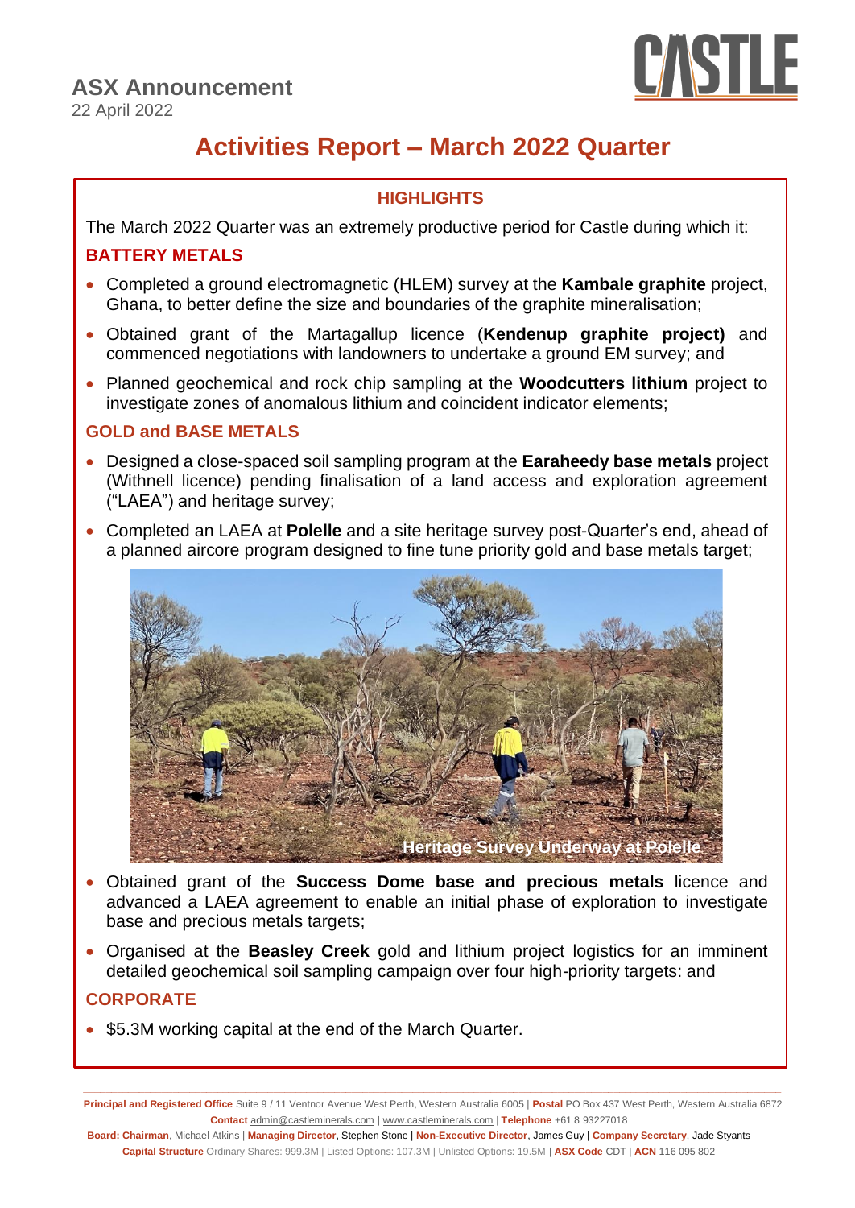# ASX Announcement

22 April 2022

# Activities Report – March 2022 Quarter

## HIGHLIGHTS

The March 2022 Quarter was an extremely productive period for Castle during which it:

### BATTERY METALS

- Completed a ground electromagnetic (HLEM) survey at the **Kambale graphite** project, Ghana, to better define the size and boundaries of the graphite mineralisation;
- Obtained grant of the Martagallup licence (**Kendenup graphite project)** and commenced negotiations with landowners to undertake a ground EM survey; and
- Planned geochemical and rock chip sampling at the **Woodcutters lithium** project to investigate zones of anomalous lithium and coincident indicator elements;

### GOLD and BASE METALS

- Designed a close-spaced soil sampling program at the **Earaheedy base metals** project (Withnell licence) pending finalisation of a land access and exploration agreement ("LAEA") and heritage survey;
- Completed an LAEA at **Polelle** and a site heritage survey post-Quarter's end, ahead of a planned aircore program designed to fine tune priority gold and base metals target;

Heritage Survey Underway at Polelle

- Obtained grant of the **Success Dome base and precious metals** licence and advanced a LAEA agreement to enable an initial phase of exploration to investigate base and precious metals targets;
- Organised at the **Beasley Creek** gold and lithium project logistics for an imminent detailed geochemical soil sampling campaign over four high-priority targets: and

### CORPORATE

- $5.3M working capital at the end of the March Quarter.

**Principal and Registered Office** Suite 9 / 11 Ventnor Avenue West Perth, Western Australia 6005 | **Postal** PO Box 437 West Perth, Western Australia 6872
**Contact** admin@castleminerals.com | www.castleminerals.com | **Telephone** +61 8 93227018
**Board: Chairman**, Michael Atkins | **Managing Director**, Stephen Stone | **Non-Executive Director**, James Guy | **Company Secretary**, Jade Styants
**Capital Structure** Ordinary Shares: 999.3M | Listed Options: 107.3M | Unlisted Options: 19.5M | **ASX Code** CDT | **ACN** 116 095 802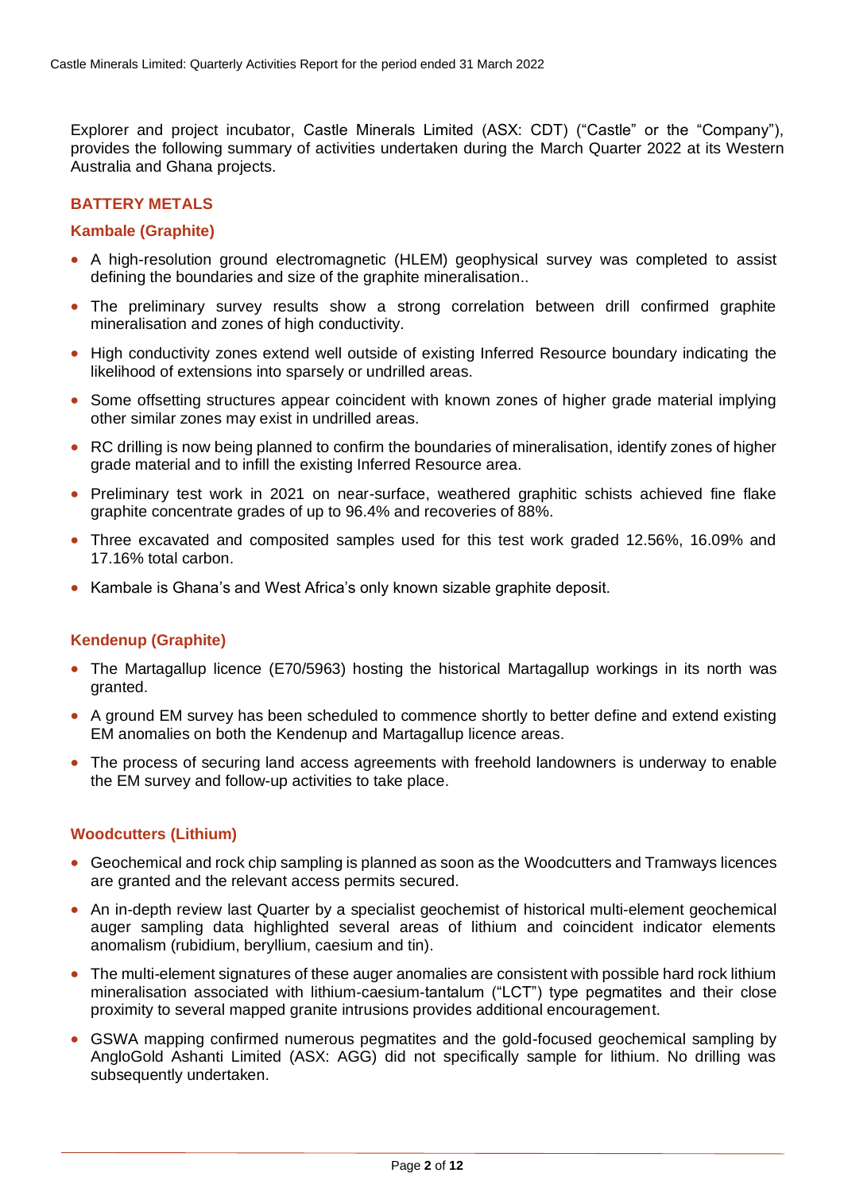Explorer and project incubator, Castle Minerals Limited (ASX: CDT) ("Castle" or the "Company"), provides the following summary of activities undertaken during the March Quarter 2022 at its Western Australia and Ghana projects.

## BATTERY METALS

### Kambale (Graphite)

- A high-resolution ground electromagnetic (HLEM) geophysical survey was completed to assist defining the boundaries and size of the graphite mineralisation..
- The preliminary survey results show a strong correlation between drill confirmed graphite mineralisation and zones of high conductivity.
- High conductivity zones extend well outside of existing Inferred Resource boundary indicating the likelihood of extensions into sparsely or undrilled areas.
- Some offsetting structures appear coincident with known zones of higher grade material implying other similar zones may exist in undrilled areas.
- RC drilling is now being planned to confirm the boundaries of mineralisation, identify zones of higher grade material and to infill the existing Inferred Resource area.
- Preliminary test work in 2021 on near-surface, weathered graphitic schists achieved fine flake graphite concentrate grades of up to 96.4% and recoveries of 88%.
- Three excavated and composited samples used for this test work graded 12.56%, 16.09% and 17.16% total carbon.
- Kambale is Ghana's and West Africa's only known sizable graphite deposit.

### Kendenup (Graphite)

- The Martagallup licence (E70/5963) hosting the historical Martagallup workings in its north was granted.
- A ground EM survey has been scheduled to commence shortly to better define and extend existing EM anomalies on both the Kendenup and Martagallup licence areas.
- The process of securing land access agreements with freehold landowners is underway to enable the EM survey and follow-up activities to take place.

### Woodcutters (Lithium)

- Geochemical and rock chip sampling is planned as soon as the Woodcutters and Tramways licences are granted and the relevant access permits secured.
- An in-depth review last Quarter by a specialist geochemist of historical multi-element geochemical auger sampling data highlighted several areas of lithium and coincident indicator elements anomalism (rubidium, beryllium, caesium and tin).
- The multi-element signatures of these auger anomalies are consistent with possible hard rock lithium mineralisation associated with lithium-caesium-tantalum ("LCT") type pegmatites and their close proximity to several mapped granite intrusions provides additional encouragement.
- GSWA mapping confirmed numerous pegmatites and the gold-focused geochemical sampling by AngloGold Ashanti Limited (ASX: AGG) did not specifically sample for lithium. No drilling was subsequently undertaken.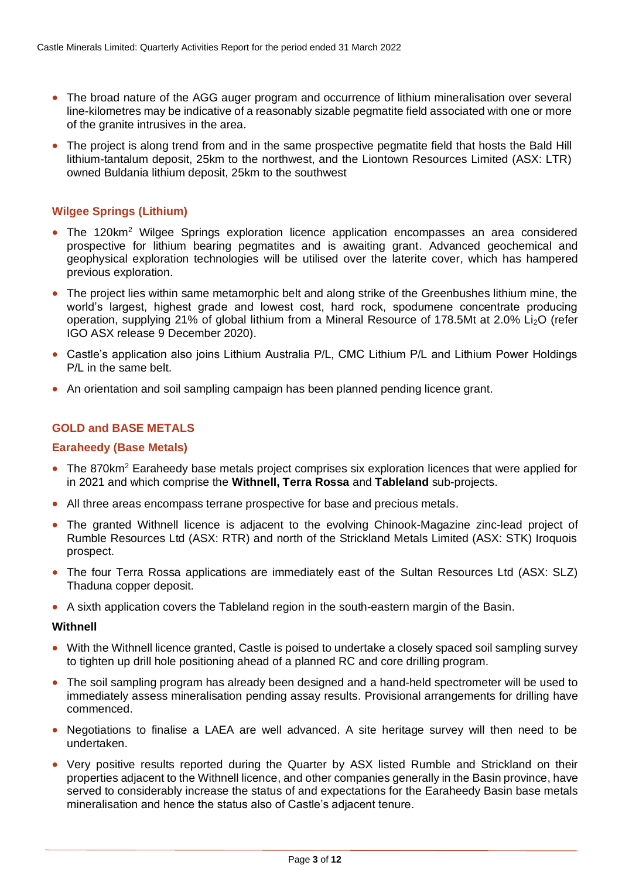- The broad nature of the AGG auger program and occurrence of lithium mineralisation over several line-kilometres may be indicative of a reasonably sizable pegmatite field associated with one or more of the granite intrusives in the area.
- The project is along trend from and in the same prospective pegmatite field that hosts the Bald Hill lithium-tantalum deposit, 25km to the northwest, and the Liontown Resources Limited (ASX: LTR) owned Buldania lithium deposit, 25km to the southwest

### Wilgee Springs (Lithium)

- The 120km$^2$ Wilgee Springs exploration licence application encompasses an area considered prospective for lithium bearing pegmatites and is awaiting grant. Advanced geochemical and geophysical exploration technologies will be utilised over the laterite cover, which has hampered previous exploration.
- The project lies within same metamorphic belt and along strike of the Greenbushes lithium mine, the world's largest, highest grade and lowest cost, hard rock, spodumene concentrate producing operation, supplying 21% of global lithium from a Mineral Resource of 178.5Mt at 2.0% $Li_2O$ (refer IGO ASX release 9 December 2020).
- Castle's application also joins Lithium Australia P/L, CMC Lithium P/L and Lithium Power Holdings P/L in the same belt.
- An orientation and soil sampling campaign has been planned pending licence grant.

## GOLD and BASE METALS

### Earaheedy (Base Metals)

- The 870km$^2$ Earaheedy base metals project comprises six exploration licences that were applied for in 2021 and which comprise the **Withnell, Terra Rossa** and **Tableland** sub-projects.
- All three areas encompass terrane prospective for base and precious metals.
- The granted Withnell licence is adjacent to the evolving Chinook-Magazine zinc-lead project of Rumble Resources Ltd (ASX: RTR) and north of the Strickland Metals Limited (ASX: STK) Iroquois prospect.
- The four Terra Rossa applications are immediately east of the Sultan Resources Ltd (ASX: SLZ) Thaduna copper deposit.
- A sixth application covers the Tableland region in the south-eastern margin of the Basin.

**Withnell**

- With the Withnell licence granted, Castle is poised to undertake a closely spaced soil sampling survey to tighten up drill hole positioning ahead of a planned RC and core drilling program.
- The soil sampling program has already been designed and a hand-held spectrometer will be used to immediately assess mineralisation pending assay results. Provisional arrangements for drilling have commenced.
- Negotiations to finalise a LAEA are well advanced. A site heritage survey will then need to be undertaken.
- Very positive results reported during the Quarter by ASX listed Rumble and Strickland on their properties adjacent to the Withnell licence, and other companies generally in the Basin province, have served to considerably increase the status of and expectations for the Earaheedy Basin base metals mineralisation and hence the status also of Castle's adjacent tenure.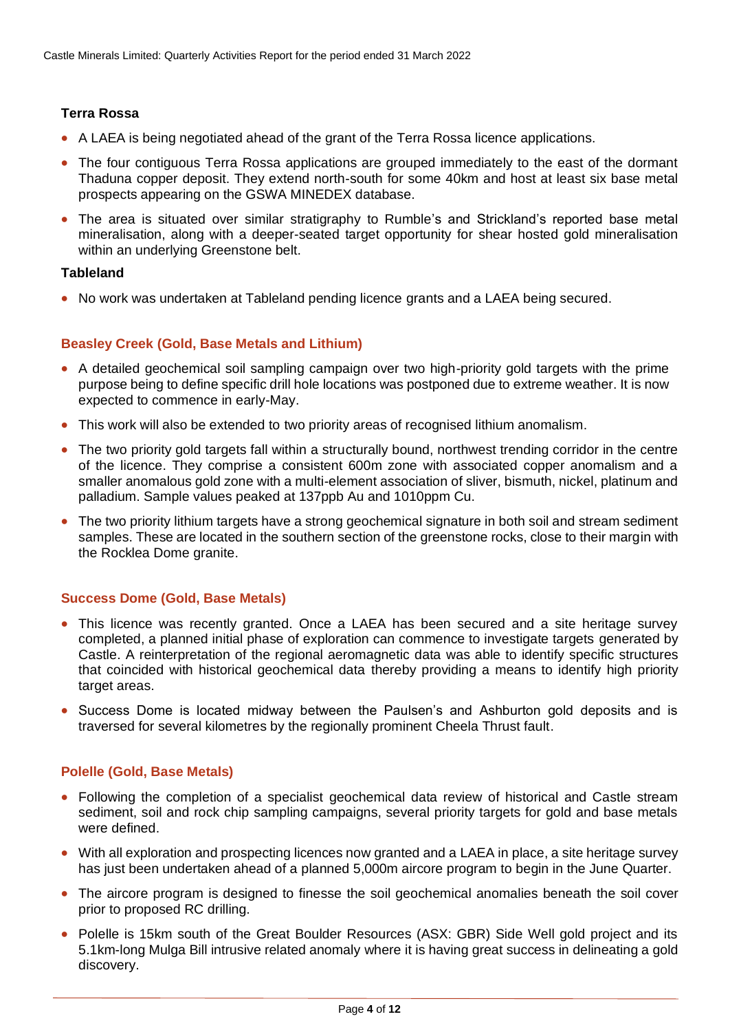### Terra Rossa

- A LAEA is being negotiated ahead of the grant of the Terra Rossa licence applications.
- The four contiguous Terra Rossa applications are grouped immediately to the east of the dormant Thaduna copper deposit. They extend north-south for some 40km and host at least six base metal prospects appearing on the GSWA MINEDEX database.
- The area is situated over similar stratigraphy to Rumble's and Strickland's reported base metal mineralisation, along with a deeper-seated target opportunity for shear hosted gold mineralisation within an underlying Greenstone belt.

### Tableland

- No work was undertaken at Tableland pending licence grants and a LAEA being secured.

## Beasley Creek (Gold, Base Metals and Lithium)

- A detailed geochemical soil sampling campaign over two high-priority gold targets with the prime purpose being to define specific drill hole locations was postponed due to extreme weather. It is now expected to commence in early-May.
- This work will also be extended to two priority areas of recognised lithium anomalism.
- The two priority gold targets fall within a structurally bound, northwest trending corridor in the centre of the licence. They comprise a consistent 600m zone with associated copper anomalism and a smaller anomalous gold zone with a multi-element association of sliver, bismuth, nickel, platinum and palladium. Sample values peaked at 137ppb Au and 1010ppm Cu.
- The two priority lithium targets have a strong geochemical signature in both soil and stream sediment samples. These are located in the southern section of the greenstone rocks, close to their margin with the Rocklea Dome granite.

## Success Dome (Gold, Base Metals)

- This licence was recently granted. Once a LAEA has been secured and a site heritage survey completed, a planned initial phase of exploration can commence to investigate targets generated by Castle. A reinterpretation of the regional aeromagnetic data was able to identify specific structures that coincided with historical geochemical data thereby providing a means to identify high priority target areas.
- Success Dome is located midway between the Paulsen's and Ashburton gold deposits and is traversed for several kilometres by the regionally prominent Cheela Thrust fault.

## Polelle (Gold, Base Metals)

- Following the completion of a specialist geochemical data review of historical and Castle stream sediment, soil and rock chip sampling campaigns, several priority targets for gold and base metals were defined.
- With all exploration and prospecting licences now granted and a LAEA in place, a site heritage survey has just been undertaken ahead of a planned 5,000m aircore program to begin in the June Quarter.
- The aircore program is designed to finesse the soil geochemical anomalies beneath the soil cover prior to proposed RC drilling.
- Polelle is 15km south of the Great Boulder Resources (ASX: GBR) Side Well gold project and its 5.1km-long Mulga Bill intrusive related anomaly where it is having great success in delineating a gold discovery.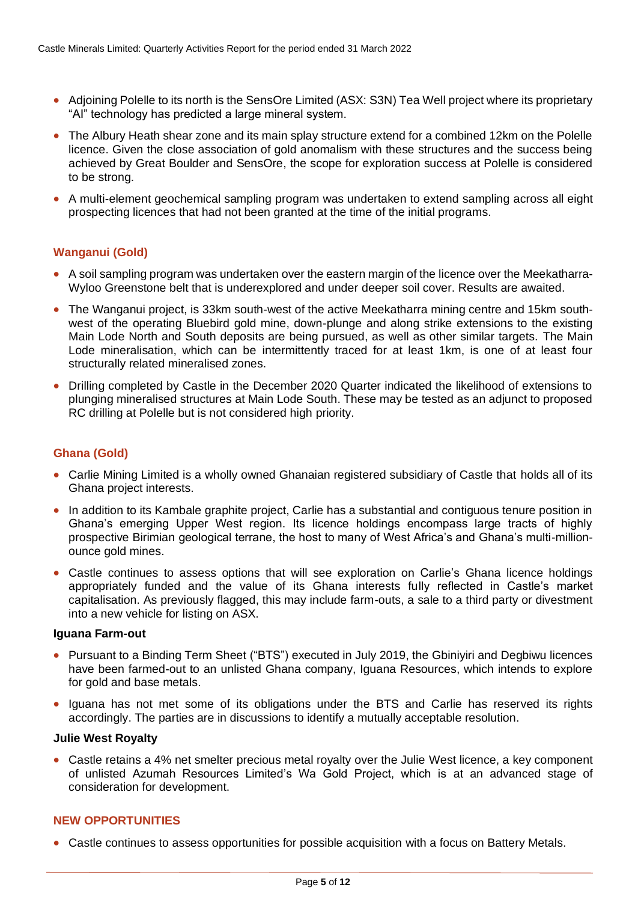- Adjoining Polelle to its north is the SensOre Limited (ASX: S3N) Tea Well project where its proprietary "AI" technology has predicted a large mineral system.
- The Albury Heath shear zone and its main splay structure extend for a combined 12km on the Polelle licence. Given the close association of gold anomalism with these structures and the success being achieved by Great Boulder and SensOre, the scope for exploration success at Polelle is considered to be strong.
- A multi-element geochemical sampling program was undertaken to extend sampling across all eight prospecting licences that had not been granted at the time of the initial programs.

### Wanganui (Gold)

- A soil sampling program was undertaken over the eastern margin of the licence over the Meekatharra-Wyloo Greenstone belt that is underexplored and under deeper soil cover. Results are awaited.
- The Wanganui project, is 33km south-west of the active Meekatharra mining centre and 15km south-west of the operating Bluebird gold mine, down-plunge and along strike extensions to the existing Main Lode North and South deposits are being pursued, as well as other similar targets. The Main Lode mineralisation, which can be intermittently traced for at least 1km, is one of at least four structurally related mineralised zones.
- Drilling completed by Castle in the December 2020 Quarter indicated the likelihood of extensions to plunging mineralised structures at Main Lode South. These may be tested as an adjunct to proposed RC drilling at Polelle but is not considered high priority.

### Ghana (Gold)

- Carlie Mining Limited is a wholly owned Ghanaian registered subsidiary of Castle that holds all of its Ghana project interests.
- In addition to its Kambale graphite project, Carlie has a substantial and contiguous tenure position in Ghana's emerging Upper West region. Its licence holdings encompass large tracts of highly prospective Birimian geological terrane, the host to many of West Africa's and Ghana's multi-million-ounce gold mines.
- Castle continues to assess options that will see exploration on Carlie's Ghana licence holdings appropriately funded and the value of its Ghana interests fully reflected in Castle's market capitalisation. As previously flagged, this may include farm-outs, a sale to a third party or divestment into a new vehicle for listing on ASX.

#### Iguana Farm-out

- Pursuant to a Binding Term Sheet ("BTS") executed in July 2019, the Gbiniyiri and Degbiwu licences have been farmed-out to an unlisted Ghana company, Iguana Resources, which intends to explore for gold and base metals.
- Iguana has not met some of its obligations under the BTS and Carlie has reserved its rights accordingly. The parties are in discussions to identify a mutually acceptable resolution.

#### Julie West Royalty

- Castle retains a 4% net smelter precious metal royalty over the Julie West licence, a key component of unlisted Azumah Resources Limited's Wa Gold Project, which is at an advanced stage of consideration for development.

## NEW OPPORTUNITIES

- Castle continues to assess opportunities for possible acquisition with a focus on Battery Metals.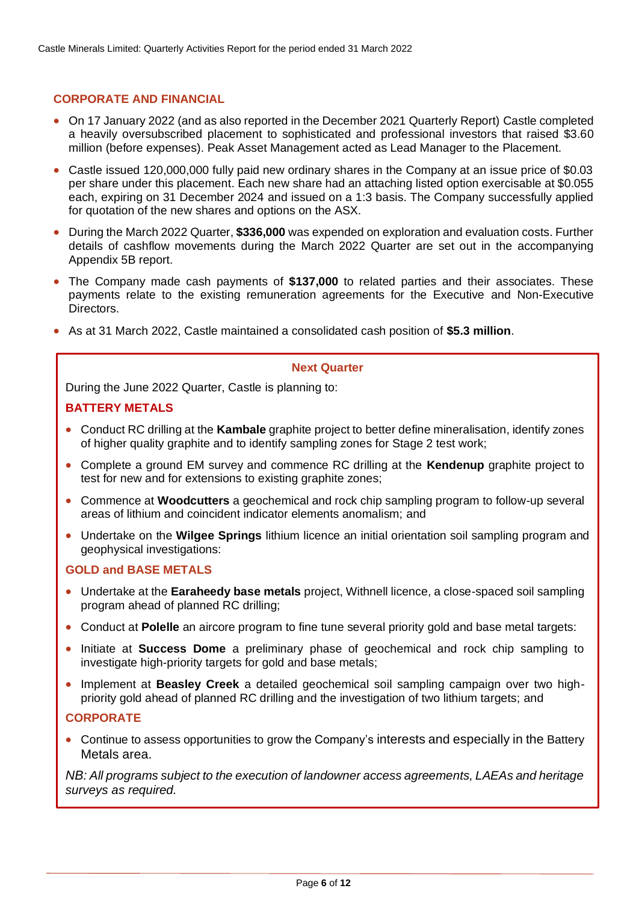## CORPORATE AND FINANCIAL

- On 17 January 2022 (and as also reported in the December 2021 Quarterly Report) Castle completed a heavily oversubscribed placement to sophisticated and professional investors that raised $3.60 million (before expenses). Peak Asset Management acted as Lead Manager to the Placement.
- Castle issued 120,000,000 fully paid new ordinary shares in the Company at an issue price of $0.03 per share under this placement. Each new share had an attaching listed option exercisable at $0.055 each, expiring on 31 December 2024 and issued on a 1:3 basis. The Company successfully applied for quotation of the new shares and options on the ASX.
- During the March 2022 Quarter, **$336,000** was expended on exploration and evaluation costs. Further details of cashflow movements during the March 2022 Quarter are set out in the accompanying Appendix 5B report.
- The Company made cash payments of **$137,000** to related parties and their associates. These payments relate to the existing remuneration agreements for the Executive and Non-Executive Directors.
- As at 31 March 2022, Castle maintained a consolidated cash position of **$5.3 million**.

### Next Quarter

During the June 2022 Quarter, Castle is planning to:

**BATTERY METALS**

- Conduct RC drilling at the **Kambale** graphite project to better define mineralisation, identify zones of higher quality graphite and to identify sampling zones for Stage 2 test work;
- Complete a ground EM survey and commence RC drilling at the **Kendenup** graphite project to test for new and for extensions to existing graphite zones;
- Commence at **Woodcutters** a geochemical and rock chip sampling program to follow-up several areas of lithium and coincident indicator elements anomalism; and
- Undertake on the **Wilgee Springs** lithium licence an initial orientation soil sampling program and geophysical investigations:

**GOLD and BASE METALS**

- Undertake at the **Earaheedy base metals** project, Withnell licence, a close-spaced soil sampling program ahead of planned RC drilling;
- Conduct at **Polelle** an aircore program to fine tune several priority gold and base metal targets:
- Initiate at **Success Dome** a preliminary phase of geochemical and rock chip sampling to investigate high-priority targets for gold and base metals;
- Implement at **Beasley Creek** a detailed geochemical soil sampling campaign over two high-priority gold ahead of planned RC drilling and the investigation of two lithium targets; and

**CORPORATE**

- Continue to assess opportunities to grow the Company's interests and especially in the Battery Metals area.

*NB: All programs subject to the execution of landowner access agreements, LAEAs and heritage surveys as required.*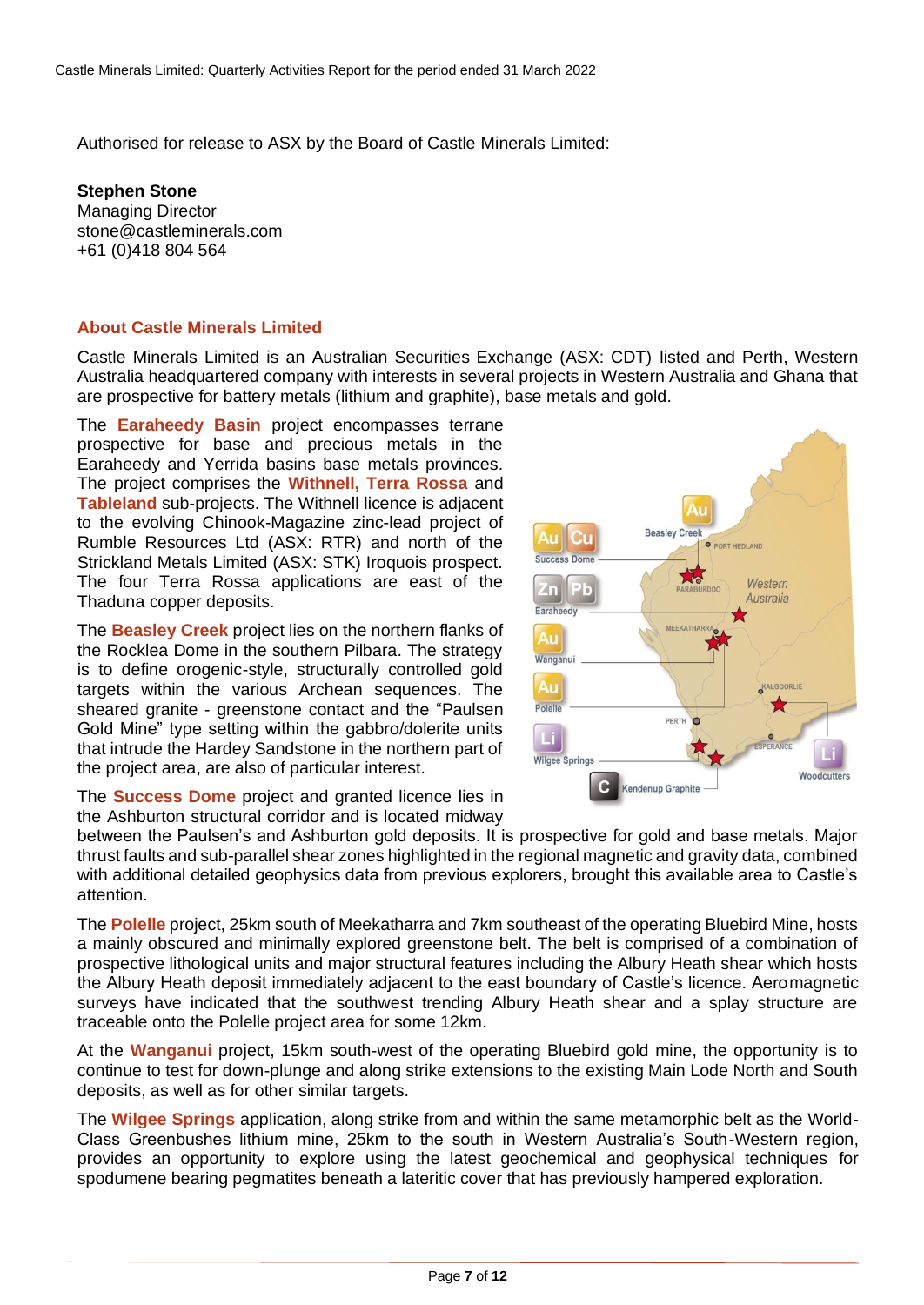Authorised for release to ASX by the Board of Castle Minerals Limited:

**Stephen Stone**
Managing Director
stone@castleminerals.com
+61 (0)418 804 564

## About Castle Minerals Limited

Castle Minerals Limited is an Australian Securities Exchange (ASX: CDT) listed and Perth, Western Australia headquartered company with interests in several projects in Western Australia and Ghana that are prospective for battery metals (lithium and graphite), base metals and gold.

The **Earaheedy Basin** project encompasses terrane prospective for base and precious metals in the Earaheedy and Yerrida basins base metals provinces. The project comprises the **Withnell, Terra Rossa** and **Tableland** sub-projects. The Withnell licence is adjacent to the evolving Chinook-Magazine zinc-lead project of Rumble Resources Ltd (ASX: RTR) and north of the Strickland Metals Limited (ASX: STK) Iroquois prospect. The four Terra Rossa applications are east of the Thaduna copper deposits.

The **Beasley Creek** project lies on the northern flanks of the Rocklea Dome in the southern Pilbara. The strategy is to define orogenic-style, structurally controlled gold targets within the various Archean sequences. The sheared granite - greenstone contact and the "Paulsen Gold Mine" type setting within the gabbro/dolerite units that intrude the Hardey Sandstone in the northern part of the project area, are also of particular interest.

The **Success Dome** project and granted licence lies in the Ashburton structural corridor and is located midway between the Paulsen's and Ashburton gold deposits. It is prospective for gold and base metals. Major thrust faults and sub-parallel shear zones highlighted in the regional magnetic and gravity data, combined with additional detailed geophysics data from previous explorers, brought this available area to Castle's attention.

The **Polelle** project, 25km south of Meekatharra and 7km southeast of the operating Bluebird Mine, hosts a mainly obscured and minimally explored greenstone belt. The belt is comprised of a combination of prospective lithological units and major structural features including the Albury Heath shear which hosts the Albury Heath deposit immediately adjacent to the east boundary of Castle's licence. Aeromagnetic surveys have indicated that the southwest trending Albury Heath shear and a splay structure are traceable onto the Polelle project area for some 12km.

At the **Wanganui** project, 15km south-west of the operating Bluebird gold mine, the opportunity is to continue to test for down-plunge and along strike extensions to the existing Main Lode North and South deposits, as well as for other similar targets.

The **Wilgee Springs** application, along strike from and within the same metamorphic belt as the World-Class Greenbushes lithium mine, 25km to the south in Western Australia's South-Western region, provides an opportunity to explore using the latest geochemical and geophysical techniques for spodumene bearing pegmatites beneath a lateritic cover that has previously hampered exploration.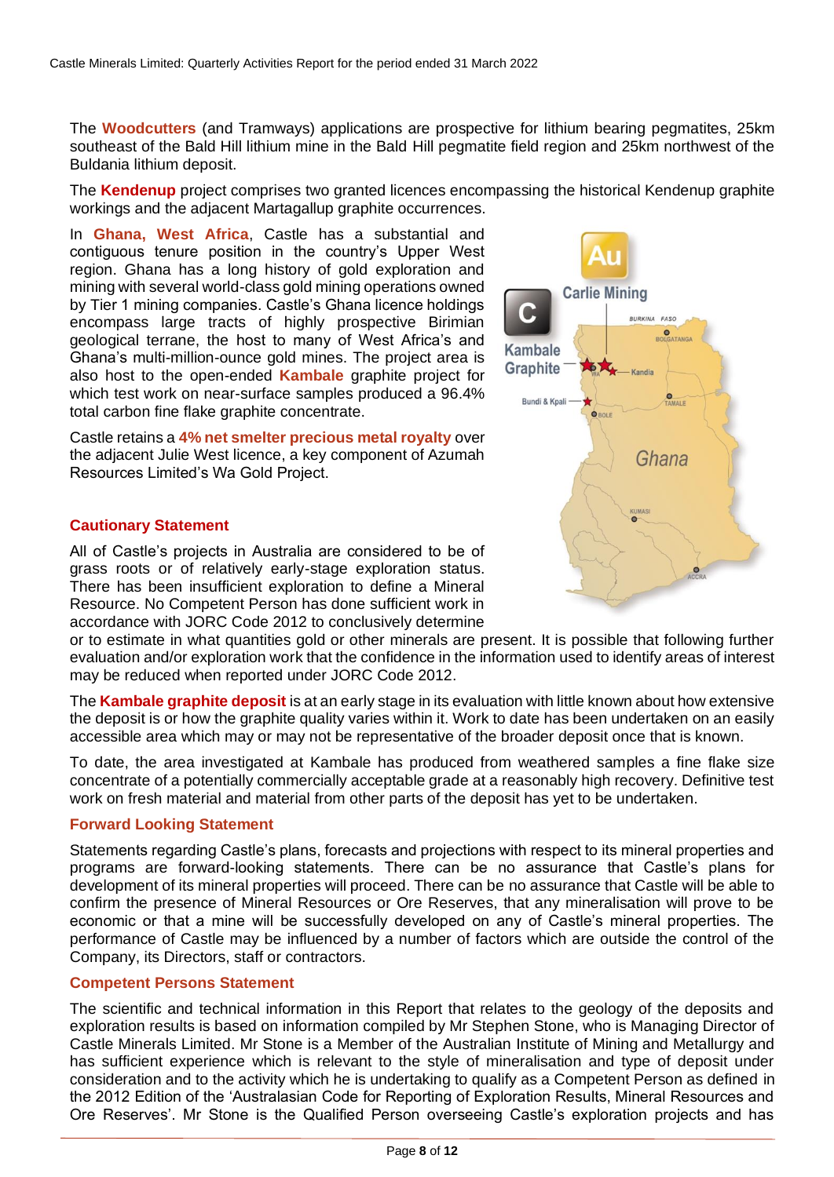The **Woodcutters** (and Tramways) applications are prospective for lithium bearing pegmatites, 25km southeast of the Bald Hill lithium mine in the Bald Hill pegmatite field region and 25km northwest of the Buldania lithium deposit.

The **Kendenup** project comprises two granted licences encompassing the historical Kendenup graphite workings and the adjacent Martagallup graphite occurrences.

In **Ghana, West Africa**, Castle has a substantial and contiguous tenure position in the country's Upper West region. Ghana has a long history of gold exploration and mining with several world-class gold mining operations owned by Tier 1 mining companies. Castle's Ghana licence holdings encompass large tracts of highly prospective Birimian geological terrane, the host to many of West Africa's and Ghana's multi-million-ounce gold mines. The project area is also host to the open-ended **Kambale** graphite project for which test work on near-surface samples produced a 96.4% total carbon fine flake graphite concentrate.

Castle retains a **4% net smelter precious metal royalty** over the adjacent Julie West licence, a key component of Azumah Resources Limited's Wa Gold Project.

### Cautionary Statement

All of Castle's projects in Australia are considered to be of grass roots or of relatively early-stage exploration status. There has been insufficient exploration to define a Mineral Resource. No Competent Person has done sufficient work in accordance with JORC Code 2012 to conclusively determine or to estimate in what quantities gold or other minerals are present. It is possible that following further evaluation and/or exploration work that the confidence in the information used to identify areas of interest may be reduced when reported under JORC Code 2012.

The **Kambale graphite deposit** is at an early stage in its evaluation with little known about how extensive the deposit is or how the graphite quality varies within it. Work to date has been undertaken on an easily accessible area which may or may not be representative of the broader deposit once that is known.

To date, the area investigated at Kambale has produced from weathered samples a fine flake size concentrate of a potentially commercially acceptable grade at a reasonably high recovery. Definitive test work on fresh material and material from other parts of the deposit has yet to be undertaken.

### Forward Looking Statement

Statements regarding Castle's plans, forecasts and projections with respect to its mineral properties and programs are forward-looking statements. There can be no assurance that Castle's plans for development of its mineral properties will proceed. There can be no assurance that Castle will be able to confirm the presence of Mineral Resources or Ore Reserves, that any mineralisation will prove to be economic or that a mine will be successfully developed on any of Castle's mineral properties. The performance of Castle may be influenced by a number of factors which are outside the control of the Company, its Directors, staff or contractors.

### Competent Persons Statement

The scientific and technical information in this Report that relates to the geology of the deposits and exploration results is based on information compiled by Mr Stephen Stone, who is Managing Director of Castle Minerals Limited. Mr Stone is a Member of the Australian Institute of Mining and Metallurgy and has sufficient experience which is relevant to the style of mineralisation and type of deposit under consideration and to the activity which he is undertaking to qualify as a Competent Person as defined in the 2012 Edition of the 'Australasian Code for Reporting of Exploration Results, Mineral Resources and Ore Reserves'. Mr Stone is the Qualified Person overseeing Castle's exploration projects and has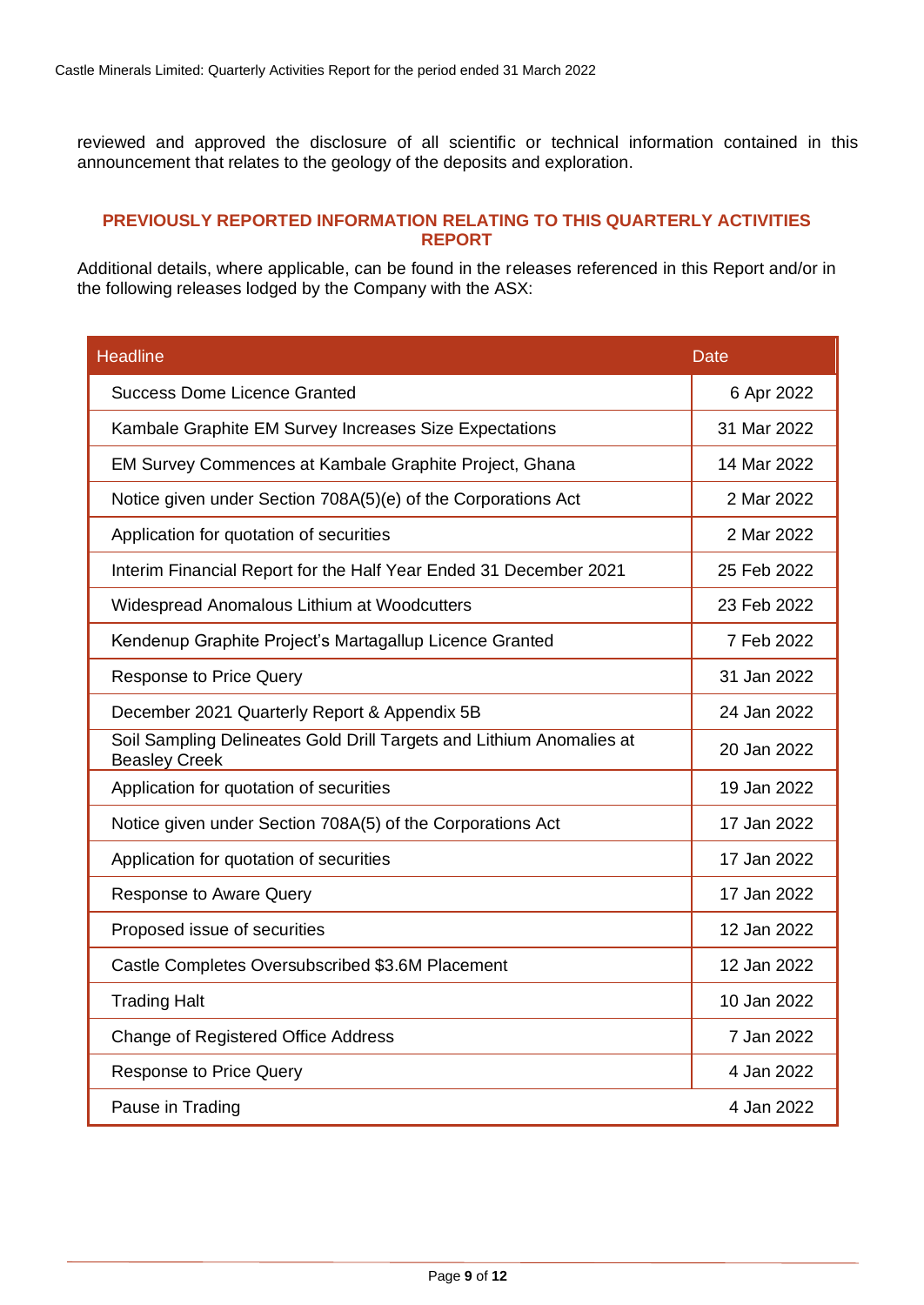reviewed and approved the disclosure of all scientific or technical information contained in this announcement that relates to the geology of the deposits and exploration.

## PREVIOUSLY REPORTED INFORMATION RELATING TO THIS QUARTERLY ACTIVITIES REPORT

Additional details, where applicable, can be found in the releases referenced in this Report and/or in the following releases lodged by the Company with the ASX:

| Headline | Date |
|---|---|
| Success Dome Licence Granted | 6 Apr 2022 |
| Kambale Graphite EM Survey Increases Size Expectations | 31 Mar 2022 |
| EM Survey Commences at Kambale Graphite Project, Ghana | 14 Mar 2022 |
| Notice given under Section 708A(5)(e) of the Corporations Act | 2 Mar 2022 |
| Application for quotation of securities | 2 Mar 2022 |
| Interim Financial Report for the Half Year Ended 31 December 2021 | 25 Feb 2022 |
| Widespread Anomalous Lithium at Woodcutters | 23 Feb 2022 |
| Kendenup Graphite Project's Martagallup Licence Granted | 7 Feb 2022 |
| Response to Price Query | 31 Jan 2022 |
| December 2021 Quarterly Report & Appendix 5B | 24 Jan 2022 |
| Soil Sampling Delineates Gold Drill Targets and Lithium Anomalies at Beasley Creek | 20 Jan 2022 |
| Application for quotation of securities | 19 Jan 2022 |
| Notice given under Section 708A(5) of the Corporations Act | 17 Jan 2022 |
| Application for quotation of securities | 17 Jan 2022 |
| Response to Aware Query | 17 Jan 2022 |
| Proposed issue of securities | 12 Jan 2022 |
| Castle Completes Oversubscribed $3.6M Placement | 12 Jan 2022 |
| Trading Halt | 10 Jan 2022 |
| Change of Registered Office Address | 7 Jan 2022 |
| Response to Price Query | 4 Jan 2022 |
| Pause in Trading | 4 Jan 2022 |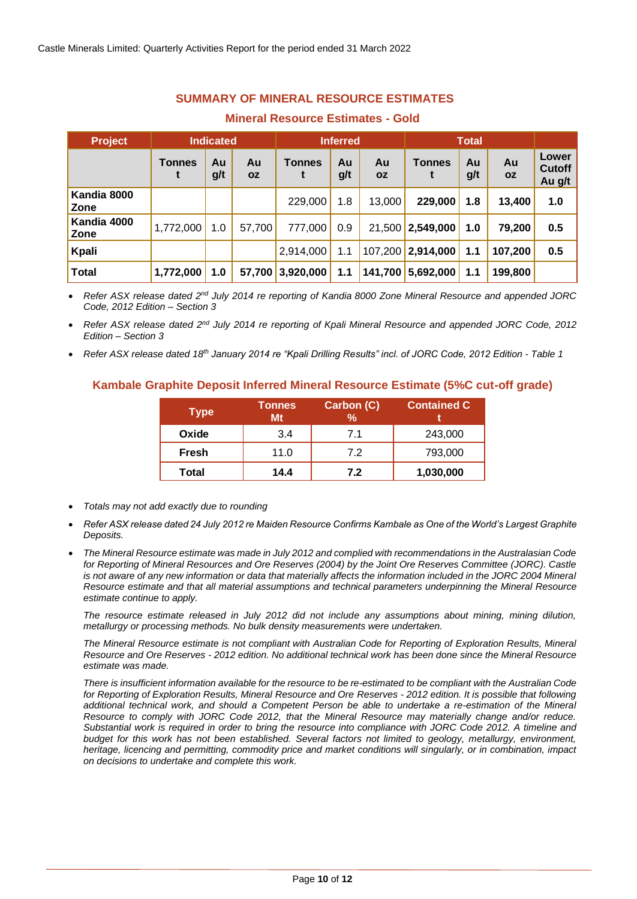## SUMMARY OF MINERAL RESOURCE ESTIMATES

### Mineral Resource Estimates - Gold

| Project | Indicated | | | Inferred | | | Total | | | |
|---|---|---|---|---|---|---|---|---|---|---|
| | Tonnes t | Au g/t | Au oz | Tonnes t | Au g/t | Au oz | Tonnes t | Au g/t | Au oz | Lower Cutoff Au g/t |
| Kandia 8000 Zone | | | | 229,000 | 1.8 | 13,000 | **229,000** | **1.8** | **13,400** | **1.0** |
| Kandia 4000 Zone | 1,772,000 | 1.0 | 57,700 | 777,000 | 0.9 | 21,500 | **2,549,000** | **1.0** | **79,200** | **0.5** |
| Kpali | | | | 2,914,000 | 1.1 | 107,200 | **2,914,000** | **1.1** | **107,200** | **0.5** |
| **Total** | **1,772,000** | **1.0** | **57,700** | **3,920,000** | **1.1** | **141,700** | **5,692,000** | **1.1** | **199,800** | |

- *Refer ASX release dated 2nd July 2014 re reporting of Kandia 8000 Zone Mineral Resource and appended JORC Code, 2012 Edition – Section 3*
- *Refer ASX release dated 2nd July 2014 re reporting of Kpali Mineral Resource and appended JORC Code, 2012 Edition – Section 3*
- *Refer ASX release dated 18th January 2014 re "Kpali Drilling Results" incl. of JORC Code, 2012 Edition - Table 1*

### Kambale Graphite Deposit Inferred Mineral Resource Estimate (5%C cut-off grade)

| Type | Tonnes Mt | Carbon (C) % | Contained C t |
|---|---|---|---|
| **Oxide** | 3.4 | 7.1 | 243,000 |
| **Fresh** | 11.0 | 7.2 | 793,000 |
| **Total** | **14.4** | **7.2** | **1,030,000** |

- *Totals may not add exactly due to rounding*
- *Refer ASX release dated 24 July 2012 re Maiden Resource Confirms Kambale as One of the World's Largest Graphite Deposits.*
- *The Mineral Resource estimate was made in July 2012 and complied with recommendations in the Australasian Code for Reporting of Mineral Resources and Ore Reserves (2004) by the Joint Ore Reserves Committee (JORC). Castle is not aware of any new information or data that materially affects the information included in the JORC 2004 Mineral Resource estimate and that all material assumptions and technical parameters underpinning the Mineral Resource estimate continue to apply.*

  *The resource estimate released in July 2012 did not include any assumptions about mining, mining dilution, metallurgy or processing methods. No bulk density measurements were undertaken.*

  *The Mineral Resource estimate is not compliant with Australian Code for Reporting of Exploration Results, Mineral Resource and Ore Reserves - 2012 edition. No additional technical work has been done since the Mineral Resource estimate was made.*

  *There is insufficient information available for the resource to be re-estimated to be compliant with the Australian Code for Reporting of Exploration Results, Mineral Resource and Ore Reserves - 2012 edition. It is possible that following additional technical work, and should a Competent Person be able to undertake a re-estimation of the Mineral Resource to comply with JORC Code 2012, that the Mineral Resource may materially change and/or reduce. Substantial work is required in order to bring the resource into compliance with JORC Code 2012. A timeline and budget for this work has not been established. Several factors not limited to geology, metallurgy, environment, heritage, licencing and permitting, commodity price and market conditions will singularly, or in combination, impact on decisions to undertake and complete this work.*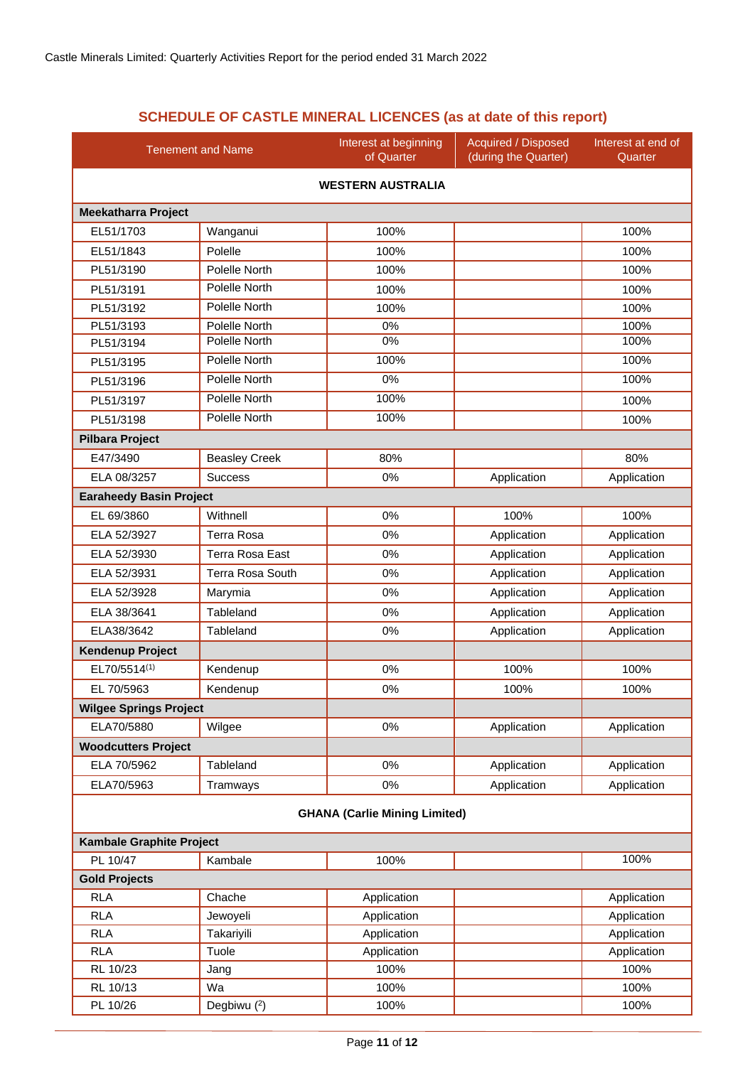## SCHEDULE OF CASTLE MINERAL LICENCES (as at date of this report)

| Tenement and Name | | Interest at beginning of Quarter | Acquired / Disposed (during the Quarter) | Interest at end of Quarter |
|---|---|---|---|---|
| **WESTERN AUSTRALIA** | | | | |
| **Meekatharra Project** | | | | |
| EL51/1703 | Wanganui | 100% | | 100% |
| EL51/1843 | Polelle | 100% | | 100% |
| PL51/3190 | Polelle North | 100% | | 100% |
| PL51/3191 | Polelle North | 100% | | 100% |
| PL51/3192 | Polelle North | 100% | | 100% |
| PL51/3193 | Polelle North | 0% | | 100% |
| PL51/3194 | Polelle North | 0% | | 100% |
| PL51/3195 | Polelle North | 100% | | 100% |
| PL51/3196 | Polelle North | 0% | | 100% |
| PL51/3197 | Polelle North | 100% | | 100% |
| PL51/3198 | Polelle North | 100% | | 100% |
| **Pilbara Project** | | | | |
| E47/3490 | Beasley Creek | 80% | | 80% |
| ELA 08/3257 | Success | 0% | Application | Application |
| **Earaheedy Basin Project** | | | | |
| EL 69/3860 | Withnell | 0% | 100% | 100% |
| ELA 52/3927 | Terra Rosa | 0% | Application | Application |
| ELA 52/3930 | Terra Rosa East | 0% | Application | Application |
| ELA 52/3931 | Terra Rosa South | 0% | Application | Application |
| ELA 52/3928 | Marymia | 0% | Application | Application |
| ELA 38/3641 | Tableland | 0% | Application | Application |
| ELA38/3642 | Tableland | 0% | Application | Application |
| **Kendenup Project** | | | | |
| EL70/5514[(1)] | Kendenup | 0% | 100% | 100% |
| EL 70/5963 | Kendenup | 0% | 100% | 100% |
| **Wilgee Springs Project** | | | | |
| ELA70/5880 | Wilgee | 0% | Application | Application |
| **Woodcutters Project** | | | | |
| ELA 70/5962 | Tableland | 0% | Application | Application |
| ELA70/5963 | Tramways | 0% | Application | Application |
| **GHANA (Carlie Mining Limited)** | | | | |
| **Kambale Graphite Project** | | | | |
| PL 10/47 | Kambale | 100% | | 100% |
| **Gold Projects** | | | | |
| RLA | Chache | Application | | Application |
| RLA | Jewoyeli | Application | | Application |
| RLA | Takariyili | Application | | Application |
| RLA | Tuole | Application | | Application |
| RL 10/23 | Jang | 100% | | 100% |
| RL 10/13 | Wa | 100% | | 100% |
| PL 10/26 | Degbiwu ([2]) | 100% | | 100% |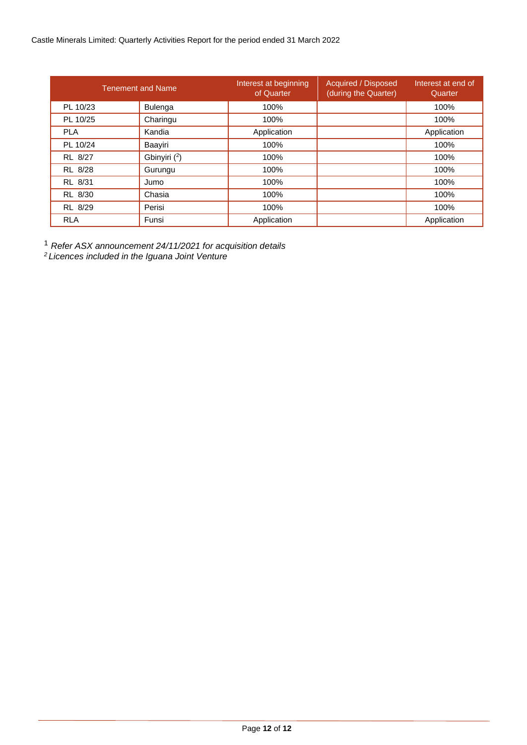| Tenement and Name | | Interest at beginning of Quarter | Acquired / Disposed (during the Quarter) | Interest at end of Quarter |
|---|---|---|---|---|
| PL 10/23 | Bulenga | 100% | | 100% |
| PL 10/25 | Charingu | 100% | | 100% |
| PLA | Kandia | Application | | Application |
| PL 10/24 | Baayiri | 100% | | 100% |
| RL 8/27 | Gbinyiri ([2]) | 100% | | 100% |
| RL 8/28 | Gurungu | 100% | | 100% |
| RL 8/31 | Jumo | 100% | | 100% |
| RL 8/30 | Chasia | 100% | | 100% |
| RL 8/29 | Perisi | 100% | | 100% |
| RLA | Funsi | Application | | Application |

[1] *Refer ASX announcement 24/11/2021 for acquisition details*

[2] *Licences included in the Iguana Joint Venture*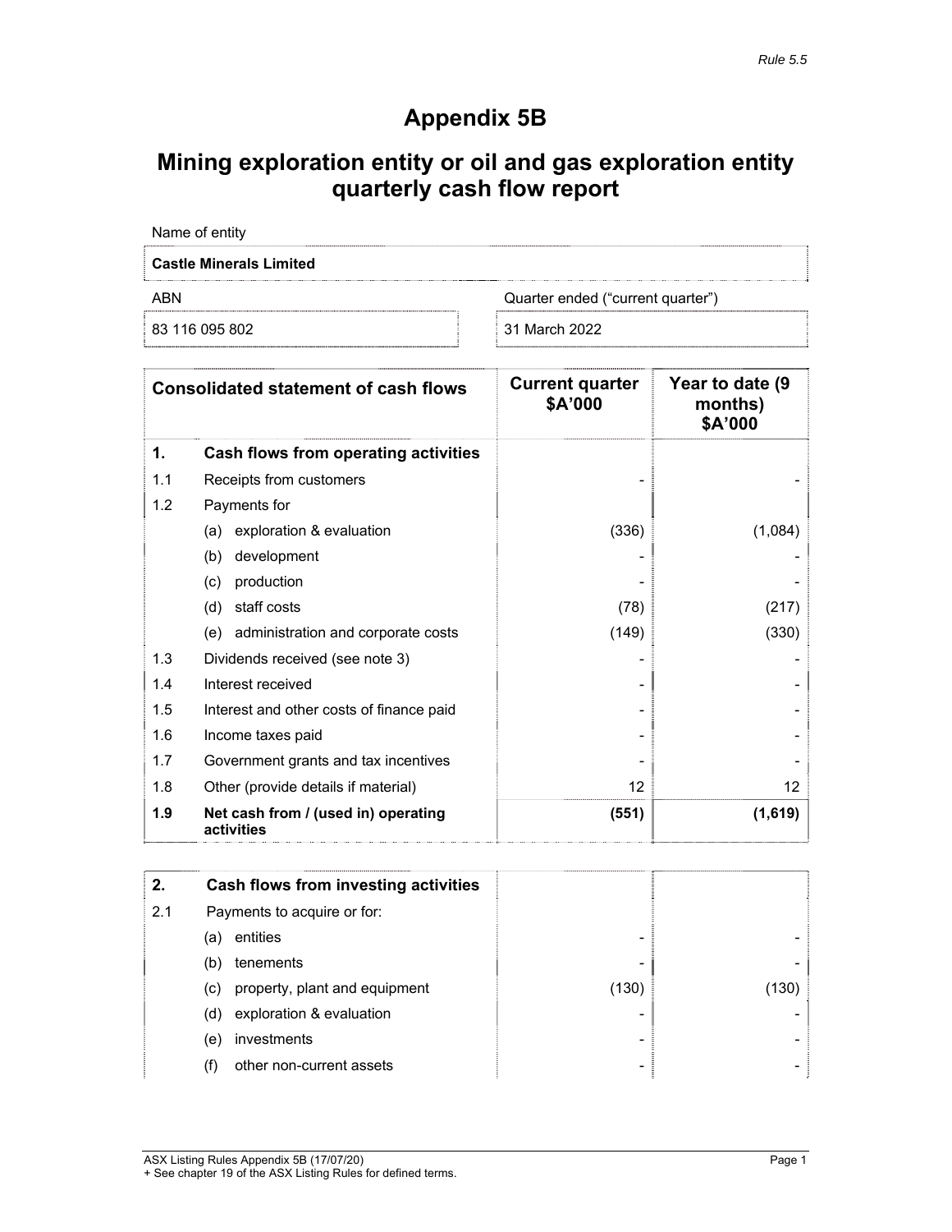*Rule 5.5*

# Appendix 5B

## Mining exploration entity or oil and gas exploration entity quarterly cash flow report

| Name of entity | |
|---|---|
| **Castle Minerals Limited** | |
| ABN | Quarter ended ("current quarter") |
| 83 116 095 802 | 31 March 2022 |

| | **Consolidated statement of cash flows** | **Current quarter $A'000** | **Year to date (9 months) $A'000** |
|---|---|---|---|
| **1.** | **Cash flows from operating activities** | | |
| 1.1 | Receipts from customers | - | - |
| 1.2 | Payments for | | |
| | (a) exploration & evaluation | (336) | (1,084) |
| | (b) development | - | - |
| | (c) production | - | - |
| | (d) staff costs | (78) | (217) |
| | (e) administration and corporate costs | (149) | (330) |
| 1.3 | Dividends received (see note 3) | - | - |
| 1.4 | Interest received | - | - |
| 1.5 | Interest and other costs of finance paid | - | - |
| 1.6 | Income taxes paid | - | - |
| 1.7 | Government grants and tax incentives | - | - |
| 1.8 | Other (provide details if material) | 12 | 12 |
| **1.9** | **Net cash from / (used in) operating activities** | **(551)** | **(1,619)** |

| | | | |
|---|---|---|---|
| **2.** | **Cash flows from investing activities** | | |
| 2.1 | Payments to acquire or for: | | |
| | (a) entities | - | - |
| | (b) tenements | - | - |
| | (c) property, plant and equipment | (130) | (130) |
| | (d) exploration & evaluation | - | - |
| | (e) investments | - | - |
| | (f) other non-current assets | - | - |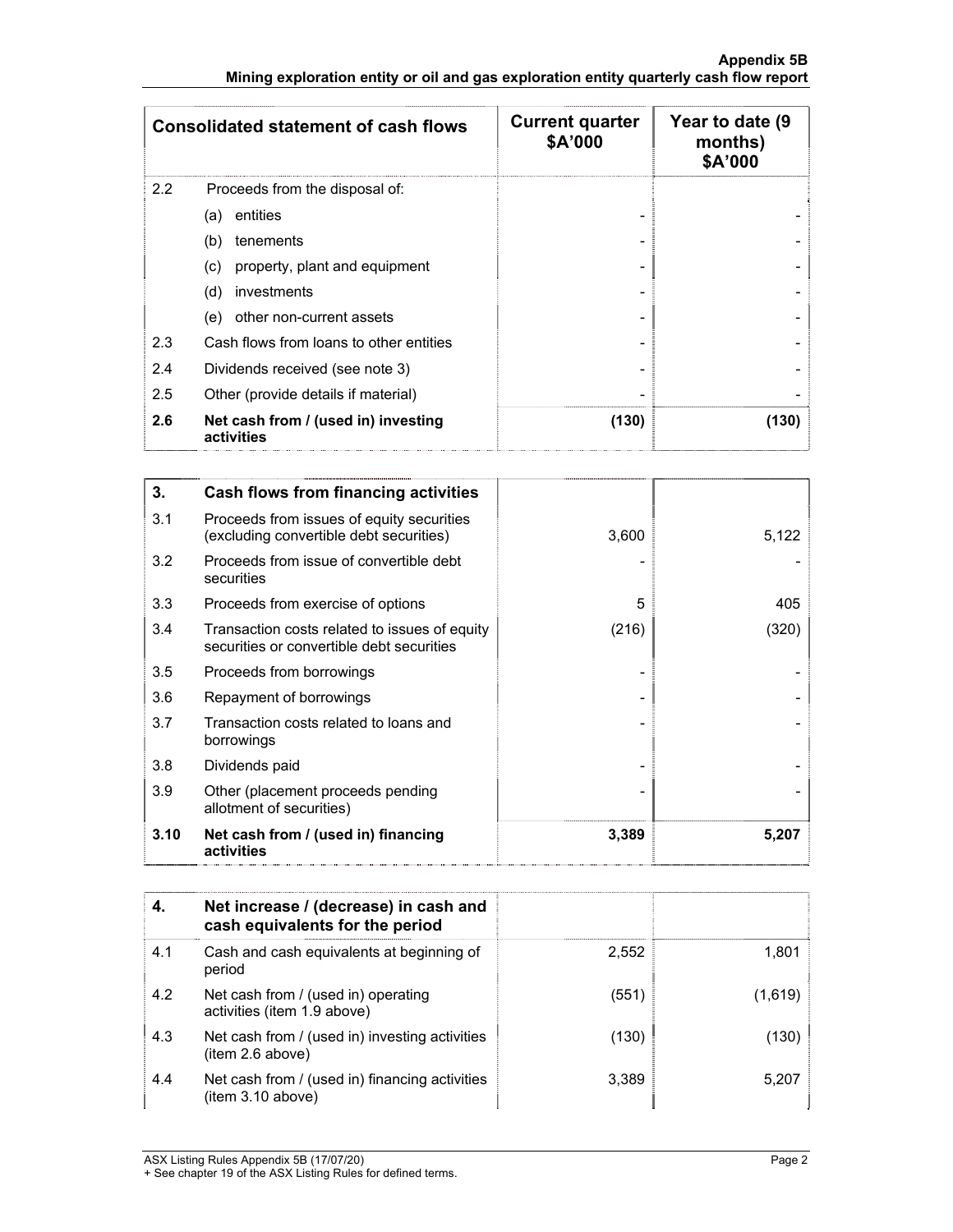| Consolidated statement of cash flows | | Current quarter $A'000 | Year to date (9 months) $A'000 |
|---|---|---|---|
| 2.2 | Proceeds from the disposal of: | | |
| | (a) entities | - | - |
| | (b) tenements | - | - |
| | (c) property, plant and equipment | - | - |
| | (d) investments | - | - |
| | (e) other non-current assets | - | - |
| 2.3 | Cash flows from loans to other entities | - | - |
| 2.4 | Dividends received (see note 3) | - | - |
| 2.5 | Other (provide details if material) | - | - |
| **2.6** | **Net cash from / (used in) investing activities** | **(130)** | **(130)** |

| **3.** | **Cash flows from financing activities** | | |
|---|---|---|---|
| 3.1 | Proceeds from issues of equity securities (excluding convertible debt securities) | 3,600 | 5,122 |
| 3.2 | Proceeds from issue of convertible debt securities | - | - |
| 3.3 | Proceeds from exercise of options | 5 | 405 |
| 3.4 | Transaction costs related to issues of equity securities or convertible debt securities | (216) | (320) |
| 3.5 | Proceeds from borrowings | - | - |
| 3.6 | Repayment of borrowings | - | - |
| 3.7 | Transaction costs related to loans and borrowings | - | - |
| 3.8 | Dividends paid | - | - |
| 3.9 | Other (placement proceeds pending allotment of securities) | - | - |
| **3.10** | **Net cash from / (used in) financing activities** | **3,389** | **5,207** |

| **4.** | **Net increase / (decrease) in cash and cash equivalents for the period** | | |
|---|---|---|---|
| 4.1 | Cash and cash equivalents at beginning of period | 2,552 | 1,801 |
| 4.2 | Net cash from / (used in) operating activities (item 1.9 above) | (551) | (1,619) |
| 4.3 | Net cash from / (used in) investing activities (item 2.6 above) | (130) | (130) |
| 4.4 | Net cash from / (used in) financing activities (item 3.10 above) | 3,389 | 5,207 |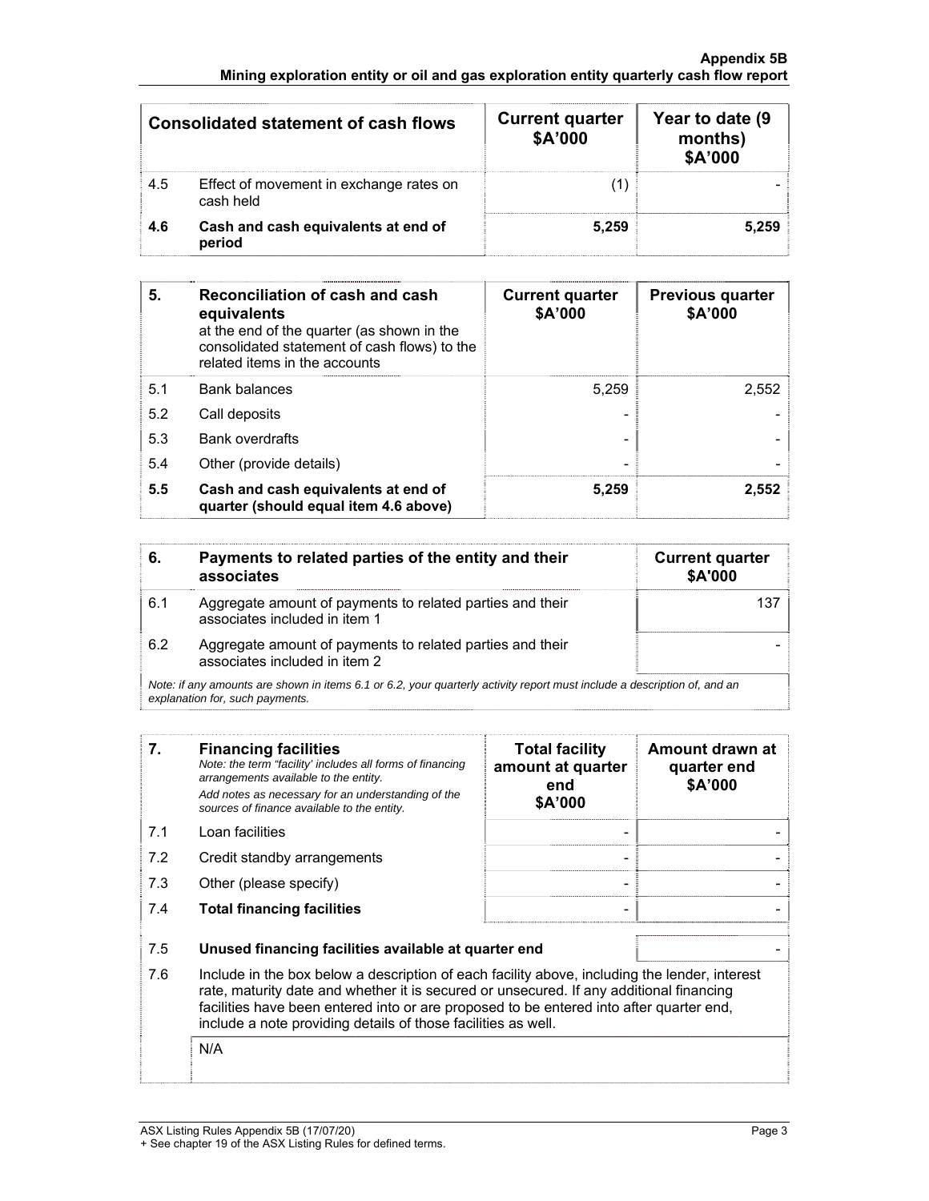| Consolidated statement of cash flows | | Current quarter $A'000 | Year to date (9 months) $A'000 |
|---|---|---|---|
| 4.5 | Effect of movement in exchange rates on cash held | (1) | - |
| **4.6** | **Cash and cash equivalents at end of period** | **5,259** | **5,259** |

| 5. | **Reconciliation of cash and cash equivalents** at the end of the quarter (as shown in the consolidated statement of cash flows) to the related items in the accounts | Current quarter $A'000 | Previous quarter $A'000 |
|---|---|---|---|
| 5.1 | Bank balances | 5,259 | 2,552 |
| 5.2 | Call deposits | - | - |
| 5.3 | Bank overdrafts | - | - |
| 5.4 | Other (provide details) | - | - |
| **5.5** | **Cash and cash equivalents at end of quarter (should equal item 4.6 above)** | **5,259** | **2,552** |

| 6. | **Payments to related parties of the entity and their associates** | Current quarter $A'000 |
|---|---|---|
| 6.1 | Aggregate amount of payments to related parties and their associates included in item 1 | 137 |
| 6.2 | Aggregate amount of payments to related parties and their associates included in item 2 | - |

*Note: if any amounts are shown in items 6.1 or 6.2, your quarterly activity report must include a description of, and an explanation for, such payments.*

| 7. | **Financing facilities** *Note: the term "facility' includes all forms of financing arrangements available to the entity. Add notes as necessary for an understanding of the sources of finance available to the entity.* | Total facility amount at quarter end $A'000 | Amount drawn at quarter end $A'000 |
|---|---|---|---|
| 7.1 | Loan facilities | - | - |
| 7.2 | Credit standby arrangements | - | - |
| 7.3 | Other (please specify) | - | - |
| 7.4 | **Total financing facilities** | - | - |
| 7.5 | **Unused financing facilities available at quarter end** | | - |

7.6 Include in the box below a description of each facility above, including the lender, interest rate, maturity date and whether it is secured or unsecured. If any additional financing facilities have been entered into or are proposed to be entered into after quarter end, include a note providing details of those facilities as well.

N/A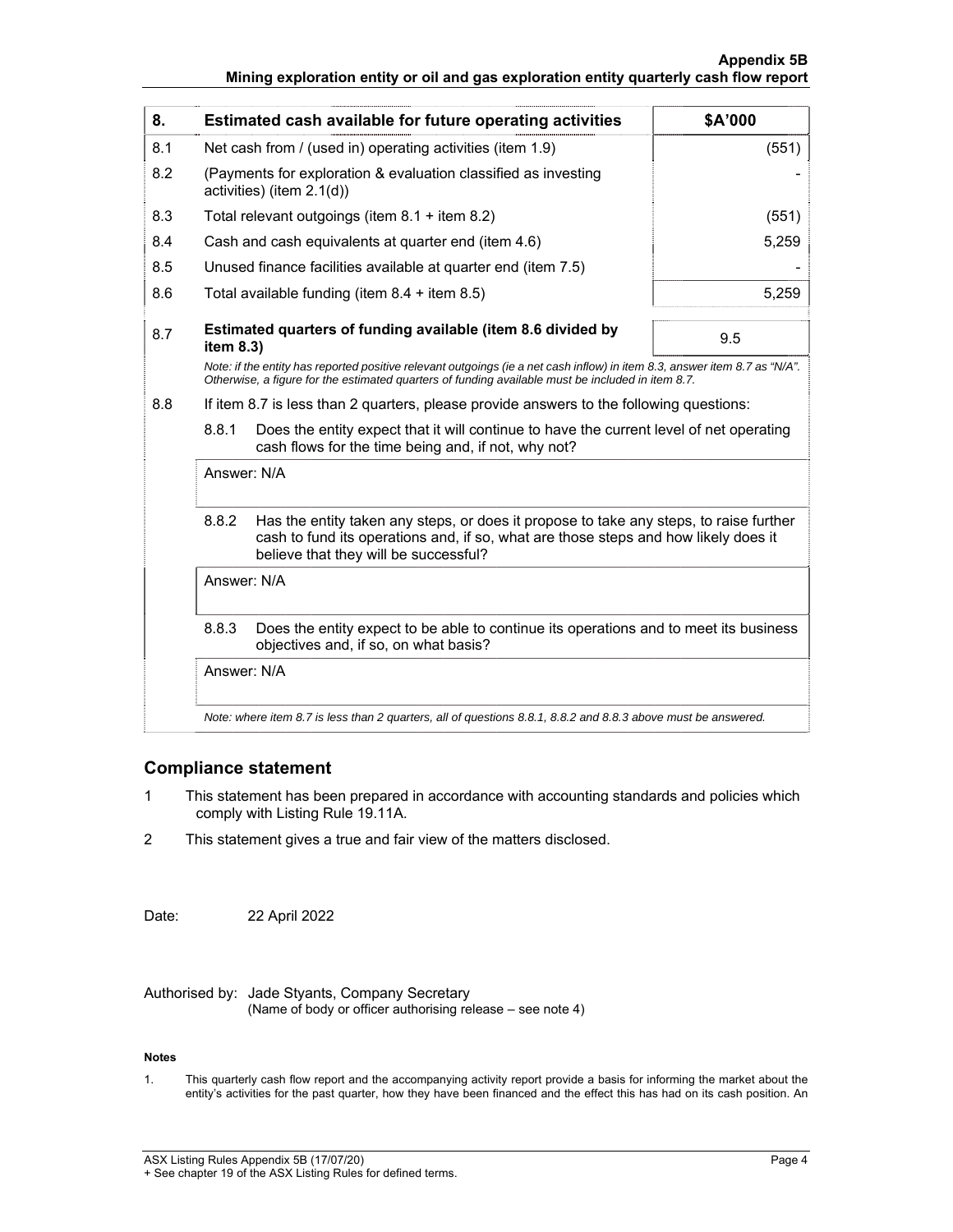| 8. | Estimated cash available for future operating activities | $A'000 |
|---|---|---|
| 8.1 | Net cash from / (used in) operating activities (item 1.9) | (551) |
| 8.2 | (Payments for exploration & evaluation classified as investing activities) (item 2.1(d)) | - |
| 8.3 | Total relevant outgoings (item 8.1 + item 8.2) | (551) |
| 8.4 | Cash and cash equivalents at quarter end (item 4.6) | 5,259 |
| 8.5 | Unused finance facilities available at quarter end (item 7.5) | - |
| 8.6 | Total available funding (item 8.4 + item 8.5) | 5,259 |
| 8.7 | **Estimated quarters of funding available (item 8.6 divided by item 8.3)** | 9.5 |

*Note: if the entity has reported positive relevant outgoings (ie a net cash inflow) in item 8.3, answer item 8.7 as "N/A". Otherwise, a figure for the estimated quarters of funding available must be included in item 8.7.*

8.8 If item 8.7 is less than 2 quarters, please provide answers to the following questions:

8.8.1 Does the entity expect that it will continue to have the current level of net operating cash flows for the time being and, if not, why not?

Answer: N/A

8.8.2 Has the entity taken any steps, or does it propose to take any steps, to raise further cash to fund its operations and, if so, what are those steps and how likely does it believe that they will be successful?

Answer: N/A

8.8.3 Does the entity expect to be able to continue its operations and to meet its business objectives and, if so, on what basis?

Answer: N/A

*Note: where item 8.7 is less than 2 quarters, all of questions 8.8.1, 8.8.2 and 8.8.3 above must be answered.*

## Compliance statement

1 This statement has been prepared in accordance with accounting standards and policies which comply with Listing Rule 19.11A.

2 This statement gives a true and fair view of the matters disclosed.

Date: 22 April 2022

Authorised by: Jade Styants, Company Secretary
(Name of body or officer authorising release – see note 4)

**Notes**

1. This quarterly cash flow report and the accompanying activity report provide a basis for informing the market about the entity's activities for the past quarter, how they have been financed and the effect this has had on its cash position. An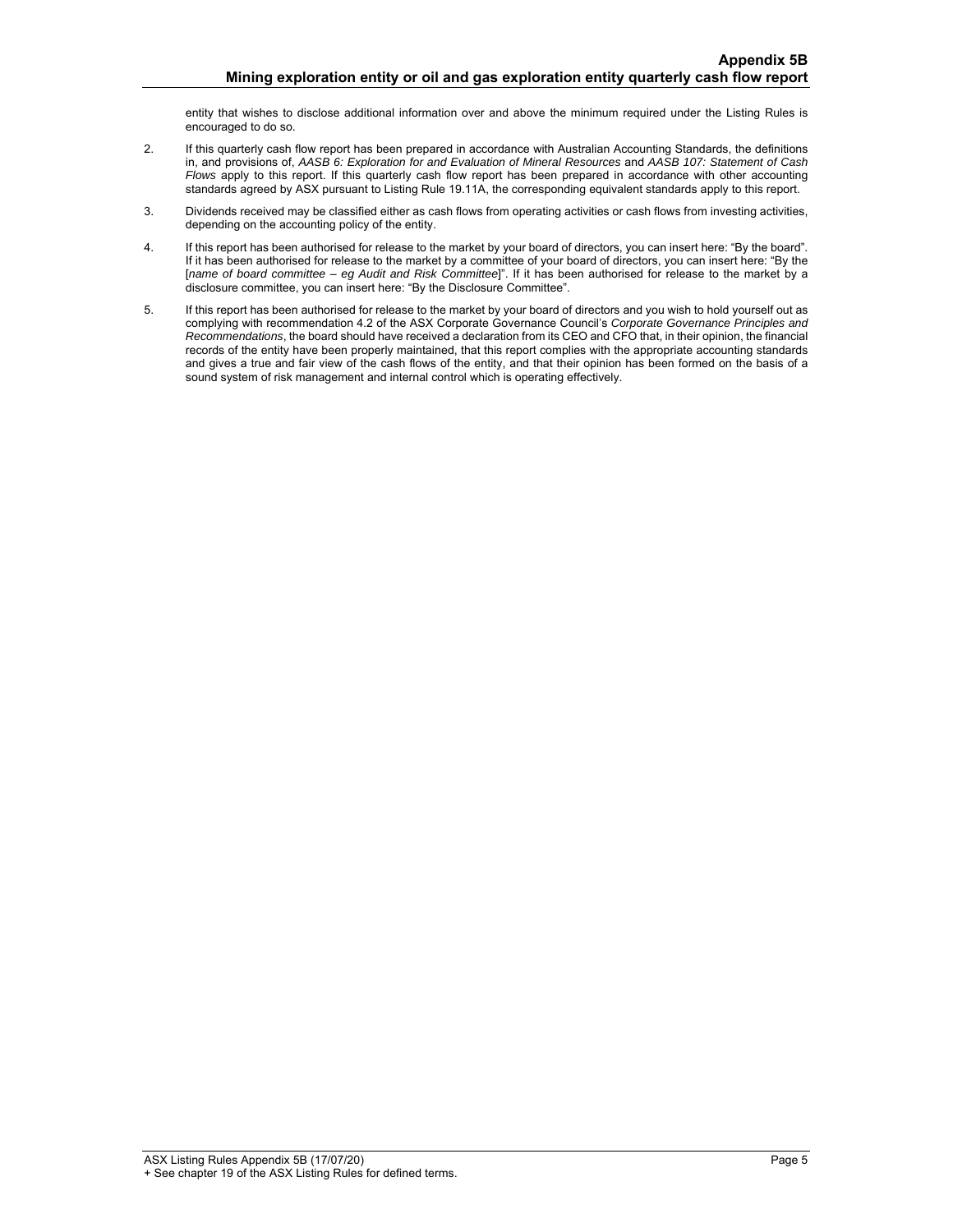entity that wishes to disclose additional information over and above the minimum required under the Listing Rules is encouraged to do so.

2. If this quarterly cash flow report has been prepared in accordance with Australian Accounting Standards, the definitions in, and provisions of, *AASB 6: Exploration for and Evaluation of Mineral Resources* and *AASB 107: Statement of Cash Flows* apply to this report. If this quarterly cash flow report has been prepared in accordance with other accounting standards agreed by ASX pursuant to Listing Rule 19.11A, the corresponding equivalent standards apply to this report.

3. Dividends received may be classified either as cash flows from operating activities or cash flows from investing activities, depending on the accounting policy of the entity.

4. If this report has been authorised for release to the market by your board of directors, you can insert here: "By the board". If it has been authorised for release to the market by a committee of your board of directors, you can insert here: "By the [*name of board committee – eg Audit and Risk Committee*]". If it has been authorised for release to the market by a disclosure committee, you can insert here: "By the Disclosure Committee".

5. If this report has been authorised for release to the market by your board of directors and you wish to hold yourself out as complying with recommendation 4.2 of the ASX Corporate Governance Council's *Corporate Governance Principles and Recommendations*, the board should have received a declaration from its CEO and CFO that, in their opinion, the financial records of the entity have been properly maintained, that this report complies with the appropriate accounting standards and gives a true and fair view of the cash flows of the entity, and that their opinion has been formed on the basis of a sound system of risk management and internal control which is operating effectively.